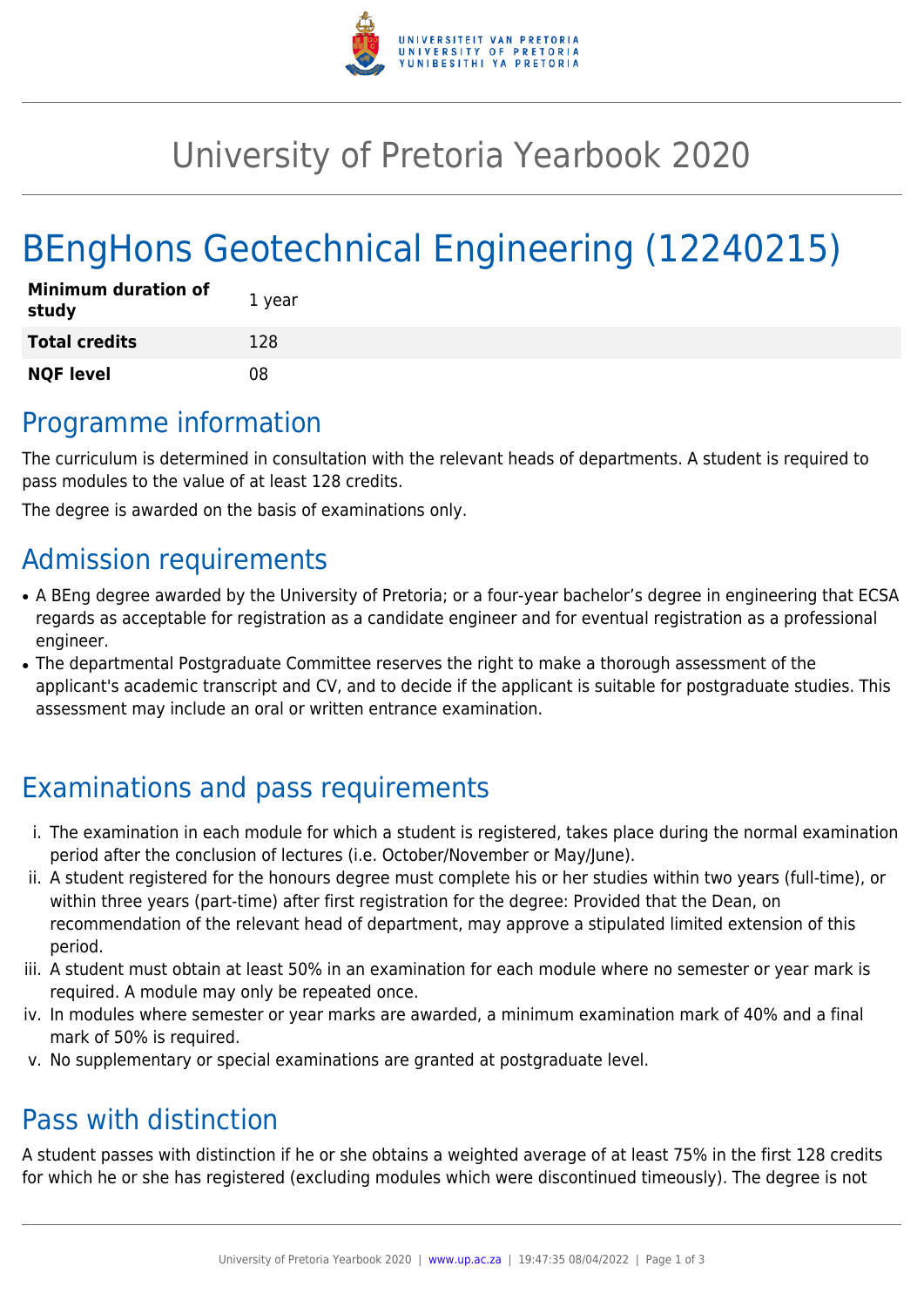# University of Pretoria Yearbook 2020

# BEngHons Geotechnical Engineering (12240215)

| | |
|---|---|
| **Minimum duration of study** | 1 year |
| **Total credits** | 128 |
| **NQF level** | 08 |

## Programme information

The curriculum is determined in consultation with the relevant heads of departments. A student is required to pass modules to the value of at least 128 credits.

The degree is awarded on the basis of examinations only.

## Admission requirements

- A BEng degree awarded by the University of Pretoria; or a four-year bachelor's degree in engineering that ECSA regards as acceptable for registration as a candidate engineer and for eventual registration as a professional engineer.
- The departmental Postgraduate Committee reserves the right to make a thorough assessment of the applicant's academic transcript and CV, and to decide if the applicant is suitable for postgraduate studies. This assessment may include an oral or written entrance examination.

## Examinations and pass requirements

i. The examination in each module for which a student is registered, takes place during the normal examination period after the conclusion of lectures (i.e. October/November or May/June).
ii. A student registered for the honours degree must complete his or her studies within two years (full-time), or within three years (part-time) after first registration for the degree: Provided that the Dean, on recommendation of the relevant head of department, may approve a stipulated limited extension of this period.
iii. A student must obtain at least 50% in an examination for each module where no semester or year mark is required. A module may only be repeated once.
iv. In modules where semester or year marks are awarded, a minimum examination mark of 40% and a final mark of 50% is required.
v. No supplementary or special examinations are granted at postgraduate level.

## Pass with distinction

A student passes with distinction if he or she obtains a weighted average of at least 75% in the first 128 credits for which he or she has registered (excluding modules which were discontinued timeously). The degree is not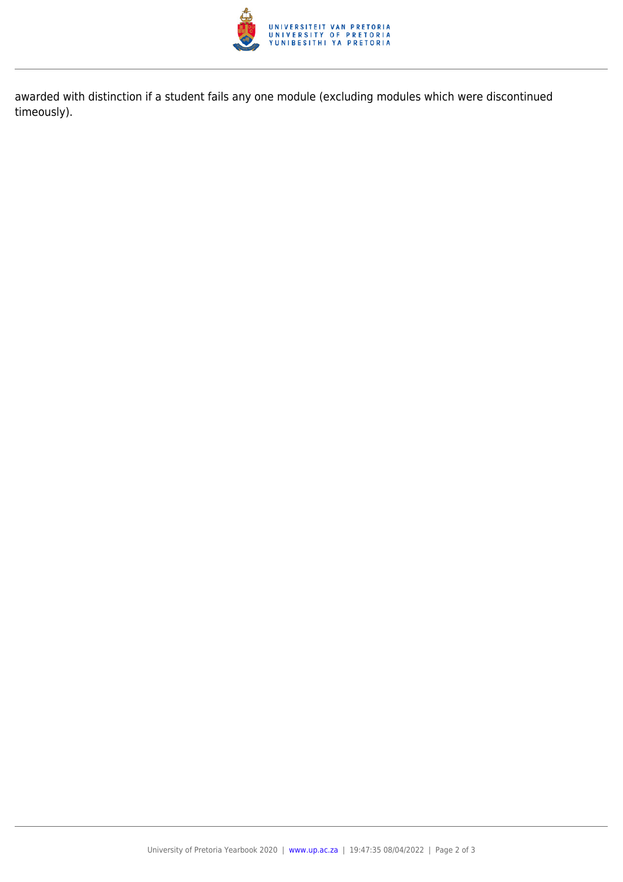awarded with distinction if a student fails any one module (excluding modules which were discontinued timeously).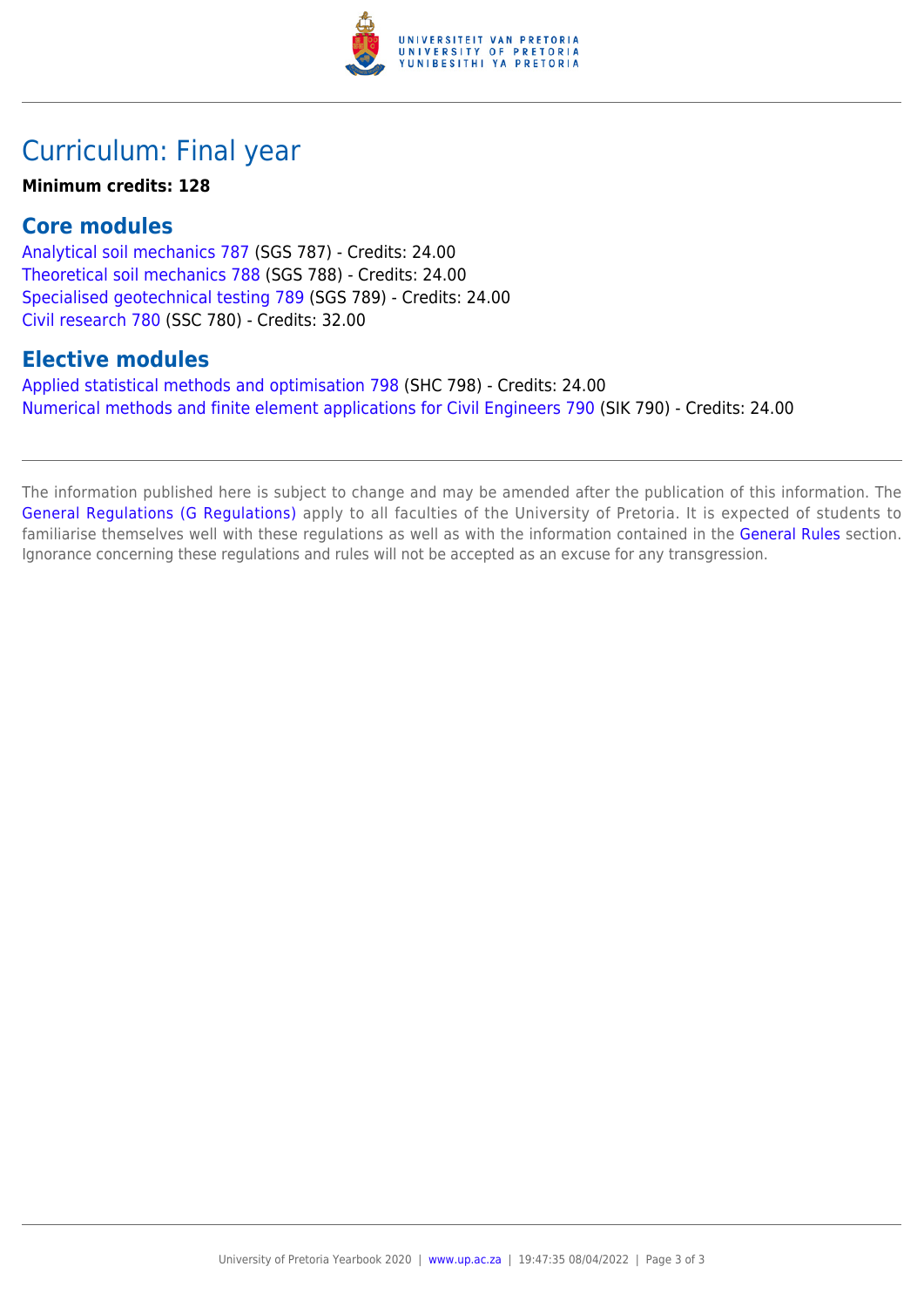# Curriculum: Final year

**Minimum credits: 128**

## Core modules

Analytical soil mechanics 787 (SGS 787) - Credits: 24.00
Theoretical soil mechanics 788 (SGS 788) - Credits: 24.00
Specialised geotechnical testing 789 (SGS 789) - Credits: 24.00
Civil research 780 (SSC 780) - Credits: 32.00

## Elective modules

Applied statistical methods and optimisation 798 (SHC 798) - Credits: 24.00
Numerical methods and finite element applications for Civil Engineers 790 (SIK 790) - Credits: 24.00

---

The information published here is subject to change and may be amended after the publication of this information. The General Regulations (G Regulations) apply to all faculties of the University of Pretoria. It is expected of students to familiarise themselves well with these regulations as well as with the information contained in the General Rules section. Ignorance concerning these regulations and rules will not be accepted as an excuse for any transgression.